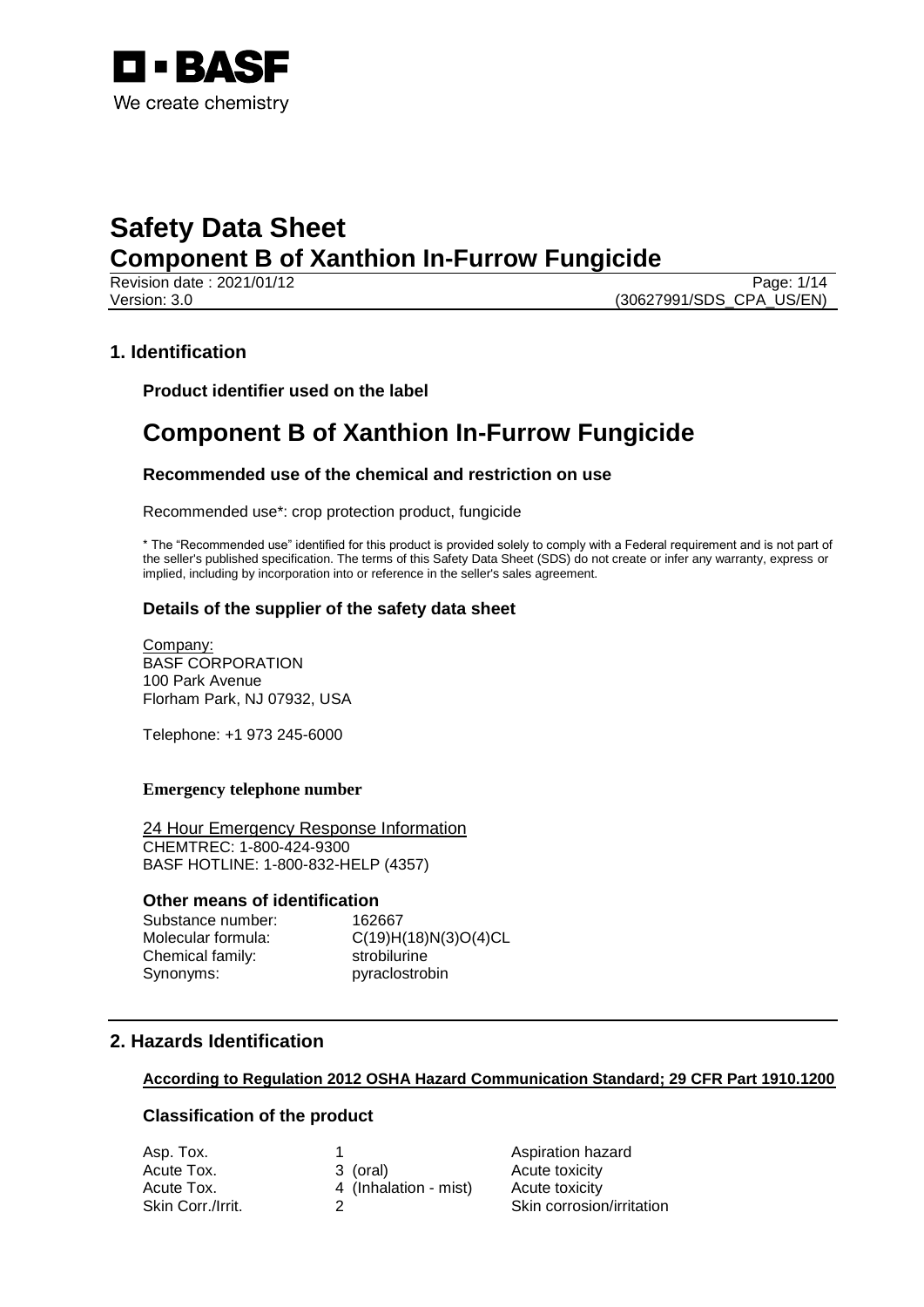# Safety Data Sheet

## Component B of Xanthion In-Furrow Fungicide

Revision date : 2021/01/12
Version: 3.0
(30627991/SDS_CPA_US/EN)

## 1. Identification

### Product identifier used on the label

# Component B of Xanthion In-Furrow Fungicide

### Recommended use of the chemical and restriction on use

Recommended use*: crop protection product, fungicide

* The "Recommended use" identified for this product is provided solely to comply with a Federal requirement and is not part of the seller's published specification. The terms of this Safety Data Sheet (SDS) do not create or infer any warranty, express or implied, including by incorporation into or reference in the seller's sales agreement.

### Details of the supplier of the safety data sheet

Company:
BASF CORPORATION
100 Park Avenue
Florham Park, NJ 07932, USA

Telephone: +1 973 245-6000

**Emergency telephone number**

24 Hour Emergency Response Information
CHEMTREC: 1-800-424-9300
BASF HOTLINE: 1-800-832-HELP (4357)

### Other means of identification

| | |
|---|---|
| Substance number: | 162667 |
| Molecular formula: | C(19)H(18)N(3)O(4)CL |
| Chemical family: | strobilurine |
| Synonyms: | pyraclostrobin |

## 2. Hazards Identification

**According to Regulation 2012 OSHA Hazard Communication Standard; 29 CFR Part 1910.1200**

### Classification of the product

| | | | |
|---|---|---|---|
| Asp. Tox. | 1 | | Aspiration hazard |
| Acute Tox. | 3 | (oral) | Acute toxicity |
| Acute Tox. | 4 | (Inhalation - mist) | Acute toxicity |
| Skin Corr./Irrit. | 2 | | Skin corrosion/irritation |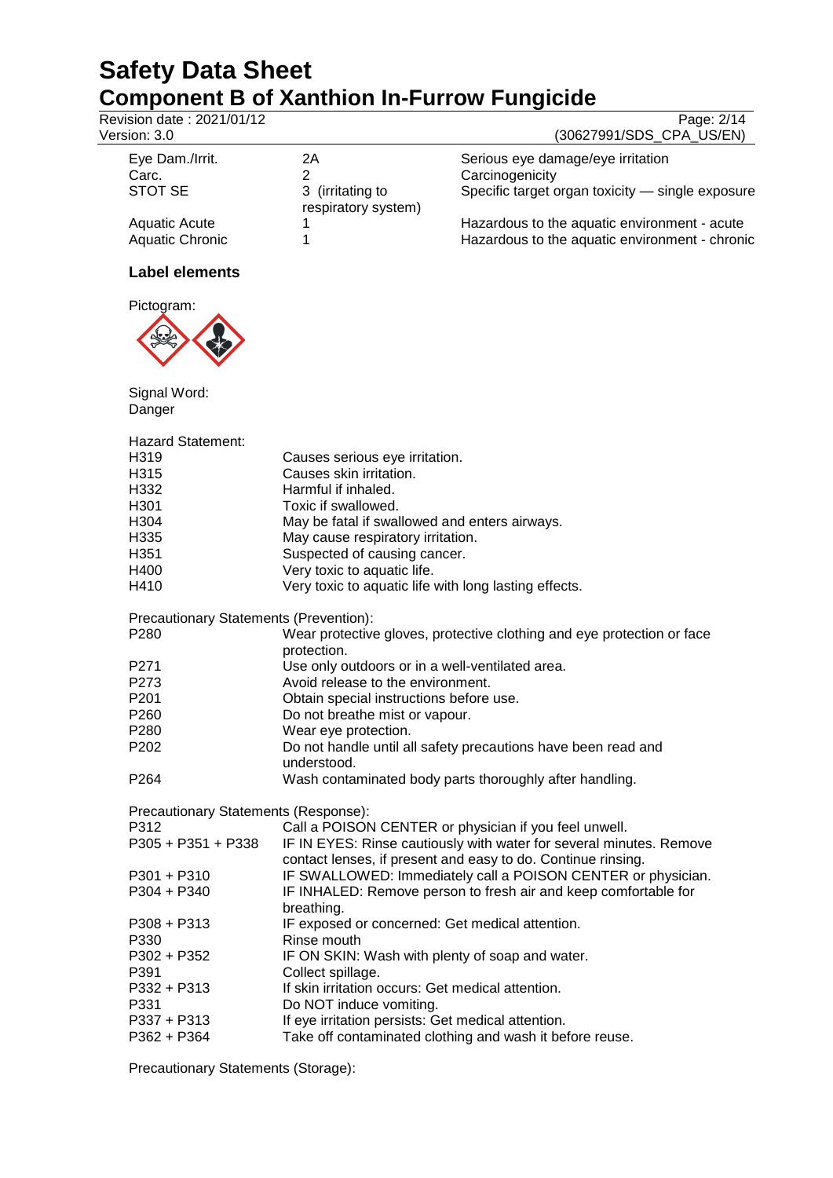| | | |
|---|---|---|
| Eye Dam./Irrit. | 2A | Serious eye damage/eye irritation |
| Carc. | 2 | Carcinogenicity |
| STOT SE | 3 (irritating to respiratory system) | Specific target organ toxicity — single exposure |
| Aquatic Acute | 1 | Hazardous to the aquatic environment - acute |
| Aquatic Chronic | 1 | Hazardous to the aquatic environment - chronic |

### Label elements

Pictogram:

Signal Word:
Danger

Hazard Statement:

| | |
|---|---|
| H319 | Causes serious eye irritation. |
| H315 | Causes skin irritation. |
| H332 | Harmful if inhaled. |
| H301 | Toxic if swallowed. |
| H304 | May be fatal if swallowed and enters airways. |
| H335 | May cause respiratory irritation. |
| H351 | Suspected of causing cancer. |
| H400 | Very toxic to aquatic life. |
| H410 | Very toxic to aquatic life with long lasting effects. |

Precautionary Statements (Prevention):

| | |
|---|---|
| P280 | Wear protective gloves, protective clothing and eye protection or face protection. |
| P271 | Use only outdoors or in a well-ventilated area. |
| P273 | Avoid release to the environment. |
| P201 | Obtain special instructions before use. |
| P260 | Do not breathe mist or vapour. |
| P280 | Wear eye protection. |
| P202 | Do not handle until all safety precautions have been read and understood. |
| P264 | Wash contaminated body parts thoroughly after handling. |

Precautionary Statements (Response):

| | |
|---|---|
| P312 | Call a POISON CENTER or physician if you feel unwell. |
| P305 + P351 + P338 | IF IN EYES: Rinse cautiously with water for several minutes. Remove contact lenses, if present and easy to do. Continue rinsing. |
| P301 + P310 | IF SWALLOWED: Immediately call a POISON CENTER or physician. |
| P304 + P340 | IF INHALED: Remove person to fresh air and keep comfortable for breathing. |
| P308 + P313 | IF exposed or concerned: Get medical attention. |
| P330 | Rinse mouth |
| P302 + P352 | IF ON SKIN: Wash with plenty of soap and water. |
| P391 | Collect spillage. |
| P332 + P313 | If skin irritation occurs: Get medical attention. |
| P331 | Do NOT induce vomiting. |
| P337 + P313 | If eye irritation persists: Get medical attention. |
| P362 + P364 | Take off contaminated clothing and wash it before reuse. |

Precautionary Statements (Storage):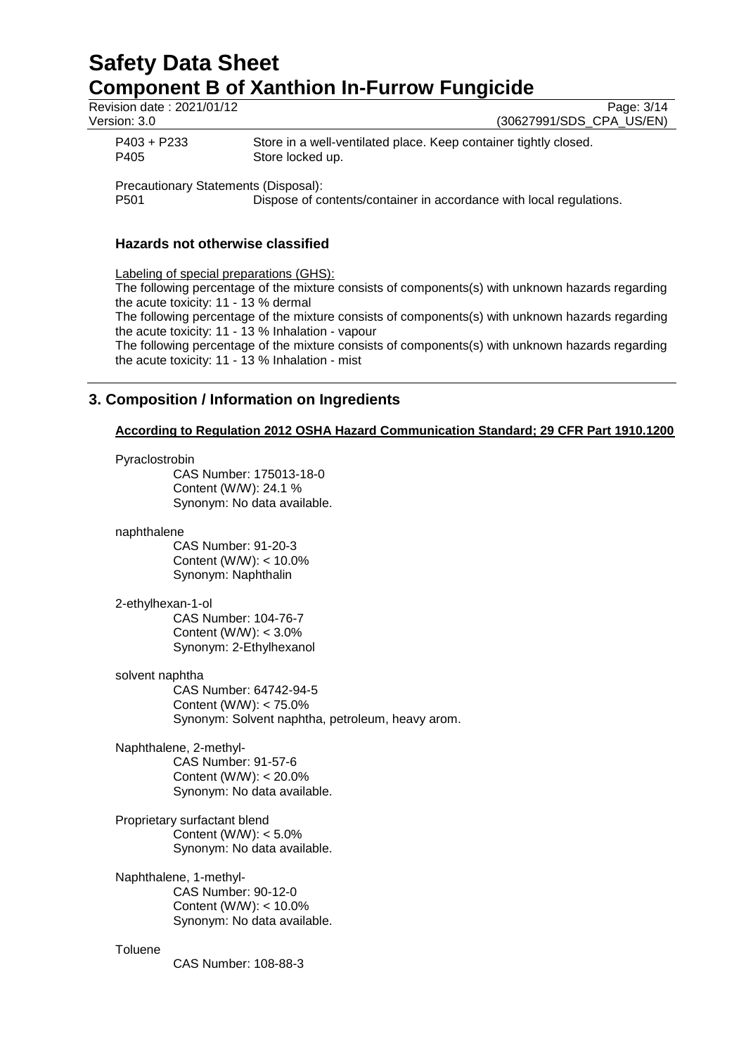| | |
|---|---|
| P403 + P233 | Store in a well-ventilated place. Keep container tightly closed. |
| P405 | Store locked up. |

Precautionary Statements (Disposal):

| | |
|---|---|
| P501 | Dispose of contents/container in accordance with local regulations. |

### Hazards not otherwise classified

Labeling of special preparations (GHS):

The following percentage of the mixture consists of components(s) with unknown hazards regarding the acute toxicity: 11 - 13 % dermal

The following percentage of the mixture consists of components(s) with unknown hazards regarding the acute toxicity: 11 - 13 % Inhalation - vapour

The following percentage of the mixture consists of components(s) with unknown hazards regarding the acute toxicity: 11 - 13 % Inhalation - mist

## 3. Composition / Information on Ingredients

**According to Regulation 2012 OSHA Hazard Communication Standard; 29 CFR Part 1910.1200**

Pyraclostrobin
CAS Number: 175013-18-0
Content (W/W): 24.1 %
Synonym: No data available.

naphthalene
CAS Number: 91-20-3
Content (W/W): < 10.0%
Synonym: Naphthalin

2-ethylhexan-1-ol
CAS Number: 104-76-7
Content (W/W): < 3.0%
Synonym: 2-Ethylhexanol

solvent naphtha
CAS Number: 64742-94-5
Content (W/W): < 75.0%
Synonym: Solvent naphtha, petroleum, heavy arom.

Naphthalene, 2-methyl-
CAS Number: 91-57-6
Content (W/W): < 20.0%
Synonym: No data available.

Proprietary surfactant blend
Content (W/W): < 5.0%
Synonym: No data available.

Naphthalene, 1-methyl-
CAS Number: 90-12-0
Content (W/W): < 10.0%
Synonym: No data available.

Toluene
CAS Number: 108-88-3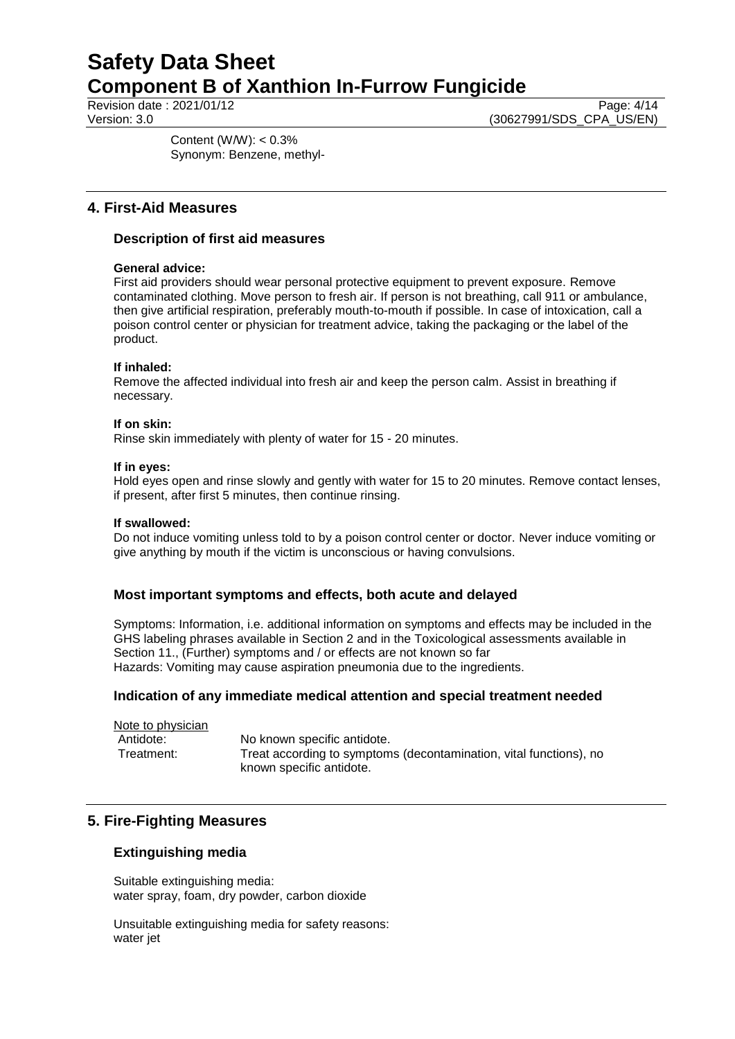Content (W/W): < 0.3%
Synonym: Benzene, methyl-

## 4. First-Aid Measures

### Description of first aid measures

**General advice:**
First aid providers should wear personal protective equipment to prevent exposure. Remove contaminated clothing. Move person to fresh air. If person is not breathing, call 911 or ambulance, then give artificial respiration, preferably mouth-to-mouth if possible. In case of intoxication, call a poison control center or physician for treatment advice, taking the packaging or the label of the product.

**If inhaled:**
Remove the affected individual into fresh air and keep the person calm. Assist in breathing if necessary.

**If on skin:**
Rinse skin immediately with plenty of water for 15 - 20 minutes.

**If in eyes:**
Hold eyes open and rinse slowly and gently with water for 15 to 20 minutes. Remove contact lenses, if present, after first 5 minutes, then continue rinsing.

**If swallowed:**
Do not induce vomiting unless told to by a poison control center or doctor. Never induce vomiting or give anything by mouth if the victim is unconscious or having convulsions.

### Most important symptoms and effects, both acute and delayed

Symptoms: Information, i.e. additional information on symptoms and effects may be included in the GHS labeling phrases available in Section 2 and in the Toxicological assessments available in Section 11., (Further) symptoms and / or effects are not known so far
Hazards: Vomiting may cause aspiration pneumonia due to the ingredients.

### Indication of any immediate medical attention and special treatment needed

Note to physician

Antidote: No known specific antidote.
Treatment: Treat according to symptoms (decontamination, vital functions), no known specific antidote.

## 5. Fire-Fighting Measures

### Extinguishing media

Suitable extinguishing media:
water spray, foam, dry powder, carbon dioxide

Unsuitable extinguishing media for safety reasons:
water jet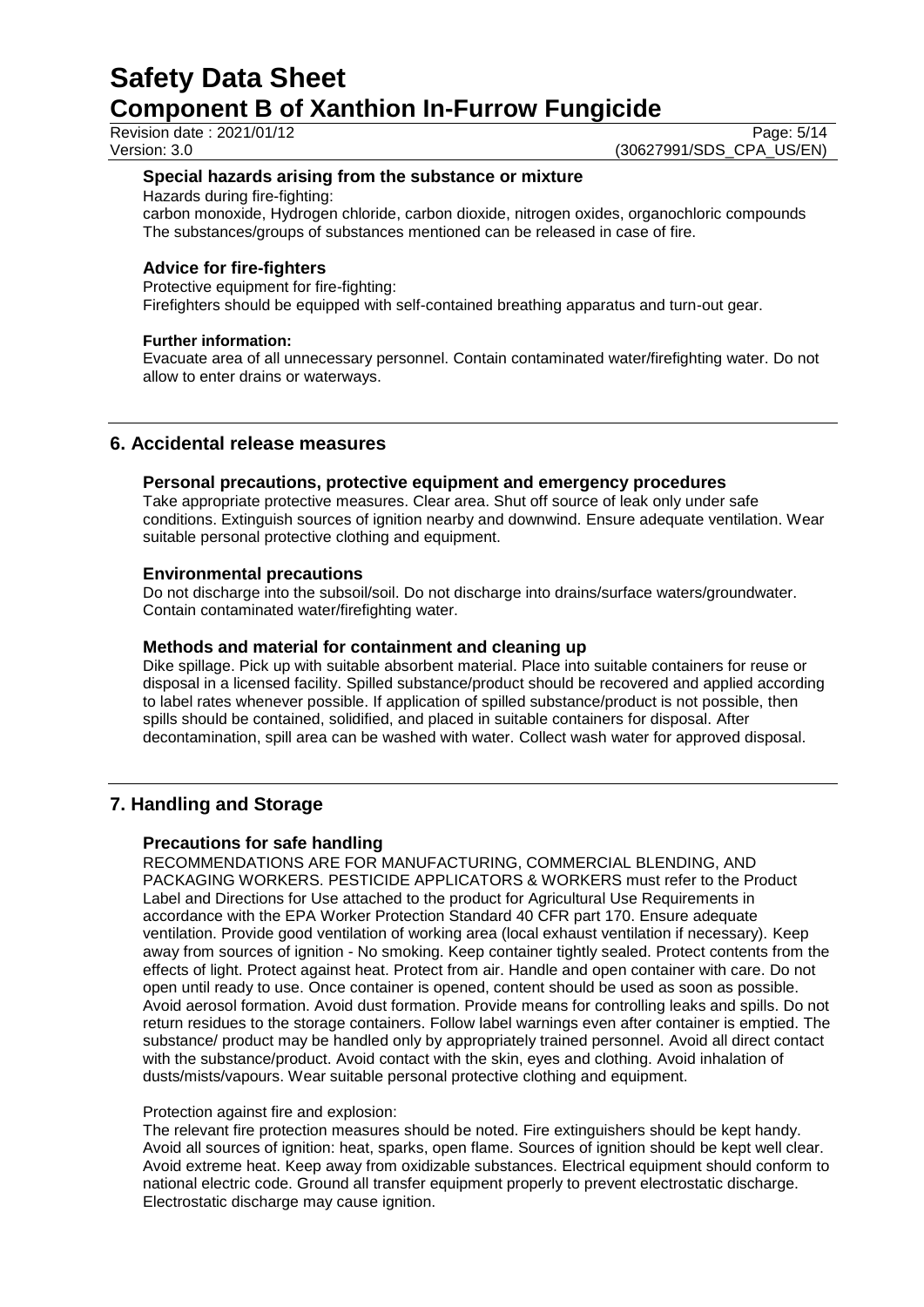### Special hazards arising from the substance or mixture

Hazards during fire-fighting:

carbon monoxide, Hydrogen chloride, carbon dioxide, nitrogen oxides, organochloric compounds
The substances/groups of substances mentioned can be released in case of fire.

### Advice for fire-fighters

Protective equipment for fire-fighting:

Firefighters should be equipped with self-contained breathing apparatus and turn-out gear.

**Further information:**

Evacuate area of all unnecessary personnel. Contain contaminated water/firefighting water. Do not allow to enter drains or waterways.

## 6. Accidental release measures

### Personal precautions, protective equipment and emergency procedures

Take appropriate protective measures. Clear area. Shut off source of leak only under safe conditions. Extinguish sources of ignition nearby and downwind. Ensure adequate ventilation. Wear suitable personal protective clothing and equipment.

### Environmental precautions

Do not discharge into the subsoil/soil. Do not discharge into drains/surface waters/groundwater. Contain contaminated water/firefighting water.

### Methods and material for containment and cleaning up

Dike spillage. Pick up with suitable absorbent material. Place into suitable containers for reuse or disposal in a licensed facility. Spilled substance/product should be recovered and applied according to label rates whenever possible. If application of spilled substance/product is not possible, then spills should be contained, solidified, and placed in suitable containers for disposal. After decontamination, spill area can be washed with water. Collect wash water for approved disposal.

## 7. Handling and Storage

### Precautions for safe handling

RECOMMENDATIONS ARE FOR MANUFACTURING, COMMERCIAL BLENDING, AND PACKAGING WORKERS. PESTICIDE APPLICATORS & WORKERS must refer to the Product Label and Directions for Use attached to the product for Agricultural Use Requirements in accordance with the EPA Worker Protection Standard 40 CFR part 170. Ensure adequate ventilation. Provide good ventilation of working area (local exhaust ventilation if necessary). Keep away from sources of ignition - No smoking. Keep container tightly sealed. Protect contents from the effects of light. Protect against heat. Protect from air. Handle and open container with care. Do not open until ready to use. Once container is opened, content should be used as soon as possible. Avoid aerosol formation. Avoid dust formation. Provide means for controlling leaks and spills. Do not return residues to the storage containers. Follow label warnings even after container is emptied. The substance/ product may be handled only by appropriately trained personnel. Avoid all direct contact with the substance/product. Avoid contact with the skin, eyes and clothing. Avoid inhalation of dusts/mists/vapours. Wear suitable personal protective clothing and equipment.

Protection against fire and explosion:

The relevant fire protection measures should be noted. Fire extinguishers should be kept handy. Avoid all sources of ignition: heat, sparks, open flame. Sources of ignition should be kept well clear. Avoid extreme heat. Keep away from oxidizable substances. Electrical equipment should conform to national electric code. Ground all transfer equipment properly to prevent electrostatic discharge. Electrostatic discharge may cause ignition.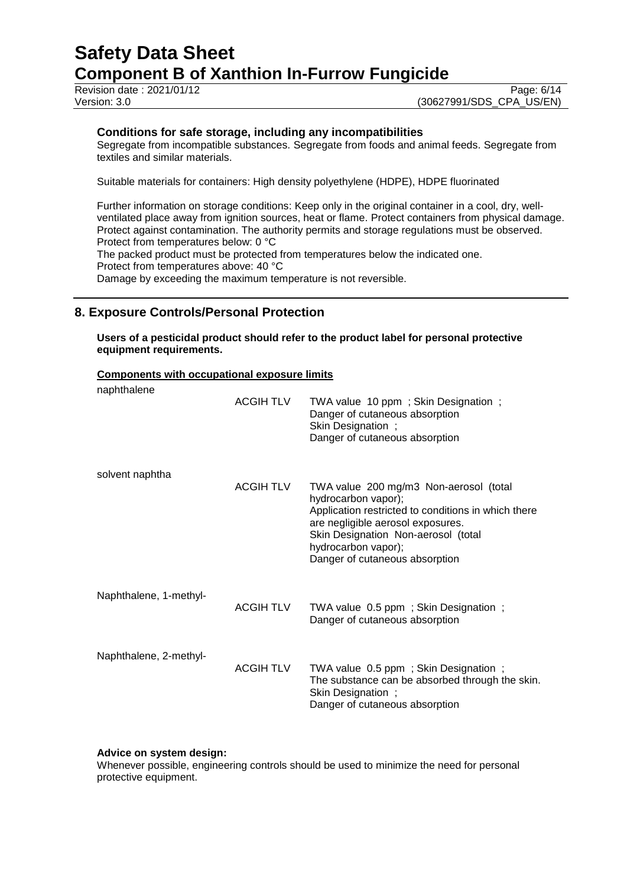**Conditions for safe storage, including any incompatibilities**

Segregate from incompatible substances. Segregate from foods and animal feeds. Segregate from textiles and similar materials.

Suitable materials for containers: High density polyethylene (HDPE), HDPE fluorinated

Further information on storage conditions: Keep only in the original container in a cool, dry, well-ventilated place away from ignition sources, heat or flame. Protect containers from physical damage. Protect against contamination. The authority permits and storage regulations must be observed.
Protect from temperatures below: 0 °C
The packed product must be protected from temperatures below the indicated one.
Protect from temperatures above: 40 °C
Damage by exceeding the maximum temperature is not reversible.

## 8. Exposure Controls/Personal Protection

**Users of a pesticidal product should refer to the product label for personal protective equipment requirements.**

**Components with occupational exposure limits**

| Component | Source | Limit |
|---|---|---|
| naphthalene | ACGIH TLV | TWA value 10 ppm ; Skin Designation ; Danger of cutaneous absorption Skin Designation ; Danger of cutaneous absorption |
| solvent naphtha | ACGIH TLV | TWA value 200 mg/m3 Non-aerosol (total hydrocarbon vapor); Application restricted to conditions in which there are negligible aerosol exposures. Skin Designation Non-aerosol (total hydrocarbon vapor); Danger of cutaneous absorption |
| Naphthalene, 1-methyl- | ACGIH TLV | TWA value 0.5 ppm ; Skin Designation ; Danger of cutaneous absorption |
| Naphthalene, 2-methyl- | ACGIH TLV | TWA value 0.5 ppm ; Skin Designation ; The substance can be absorbed through the skin. Skin Designation ; Danger of cutaneous absorption |

**Advice on system design:**

Whenever possible, engineering controls should be used to minimize the need for personal protective equipment.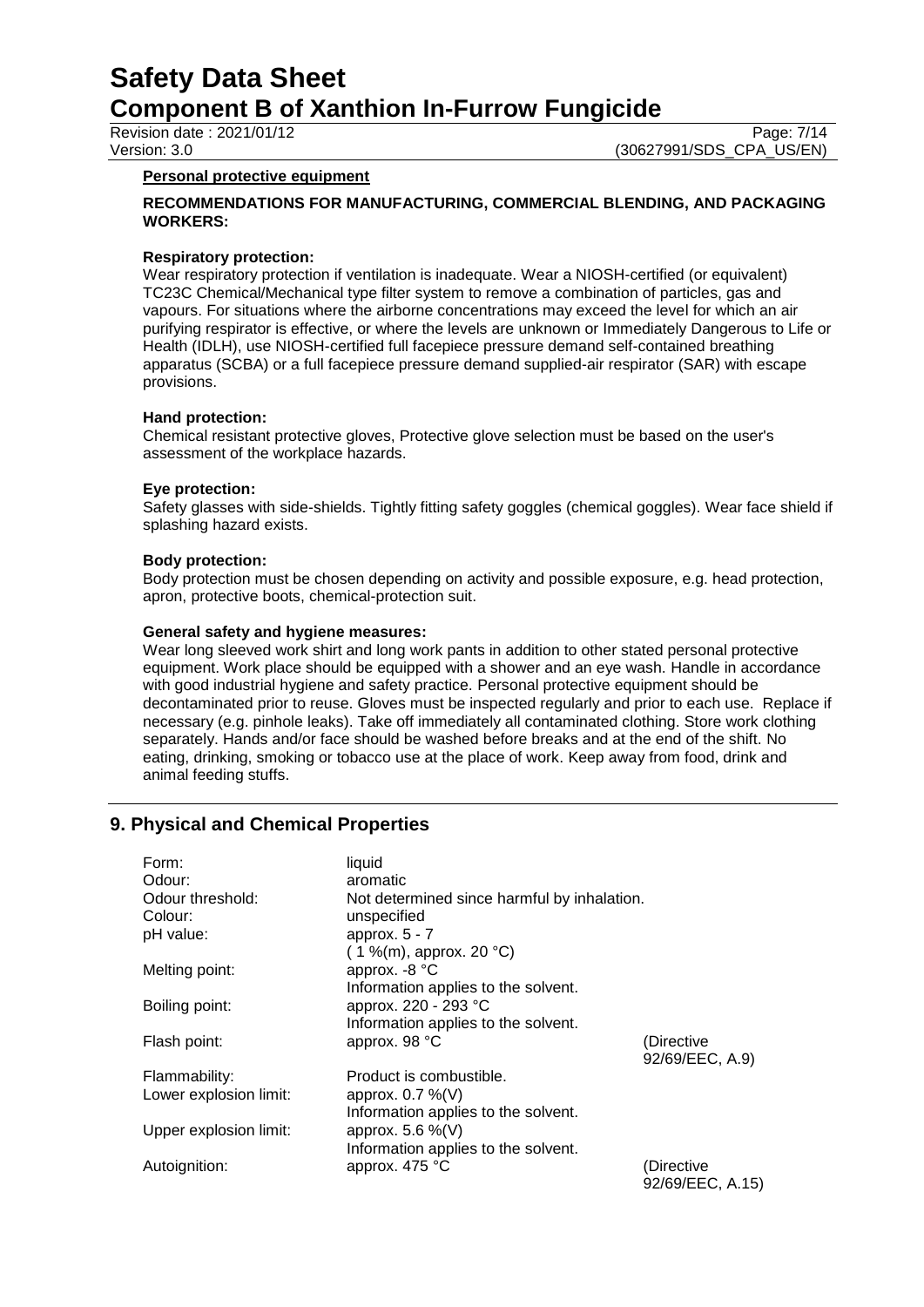#### Personal protective equipment

**RECOMMENDATIONS FOR MANUFACTURING, COMMERCIAL BLENDING, AND PACKAGING WORKERS:**

**Respiratory protection:**
Wear respiratory protection if ventilation is inadequate. Wear a NIOSH-certified (or equivalent) TC23C Chemical/Mechanical type filter system to remove a combination of particles, gas and vapours. For situations where the airborne concentrations may exceed the level for which an air purifying respirator is effective, or where the levels are unknown or Immediately Dangerous to Life or Health (IDLH), use NIOSH-certified full facepiece pressure demand self-contained breathing apparatus (SCBA) or a full facepiece pressure demand supplied-air respirator (SAR) with escape provisions.

**Hand protection:**
Chemical resistant protective gloves, Protective glove selection must be based on the user's assessment of the workplace hazards.

**Eye protection:**
Safety glasses with side-shields. Tightly fitting safety goggles (chemical goggles). Wear face shield if splashing hazard exists.

**Body protection:**
Body protection must be chosen depending on activity and possible exposure, e.g. head protection, apron, protective boots, chemical-protection suit.

**General safety and hygiene measures:**
Wear long sleeved work shirt and long work pants in addition to other stated personal protective equipment. Work place should be equipped with a shower and an eye wash. Handle in accordance with good industrial hygiene and safety practice. Personal protective equipment should be decontaminated prior to reuse. Gloves must be inspected regularly and prior to each use. Replace if necessary (e.g. pinhole leaks). Take off immediately all contaminated clothing. Store work clothing separately. Hands and/or face should be washed before breaks and at the end of the shift. No eating, drinking, smoking or tobacco use at the place of work. Keep away from food, drink and animal feeding stuffs.

## 9. Physical and Chemical Properties

| | | |
|---|---|---|
| Form: | liquid | |
| Odour: | aromatic | |
| Odour threshold: | Not determined since harmful by inhalation. | |
| Colour: | unspecified | |
| pH value: | approx. 5 - 7<br>( 1 %(m), approx. 20 °C) | |
| Melting point: | approx. -8 °C<br>Information applies to the solvent. | |
| Boiling point: | approx. 220 - 293 °C<br>Information applies to the solvent. | |
| Flash point: | approx. 98 °C | (Directive 92/69/EEC, A.9) |
| Flammability: | Product is combustible. | |
| Lower explosion limit: | approx. 0.7 %(V)<br>Information applies to the solvent. | |
| Upper explosion limit: | approx. 5.6 %(V)<br>Information applies to the solvent. | |
| Autoignition: | approx. 475 °C | (Directive 92/69/EEC, A.15) |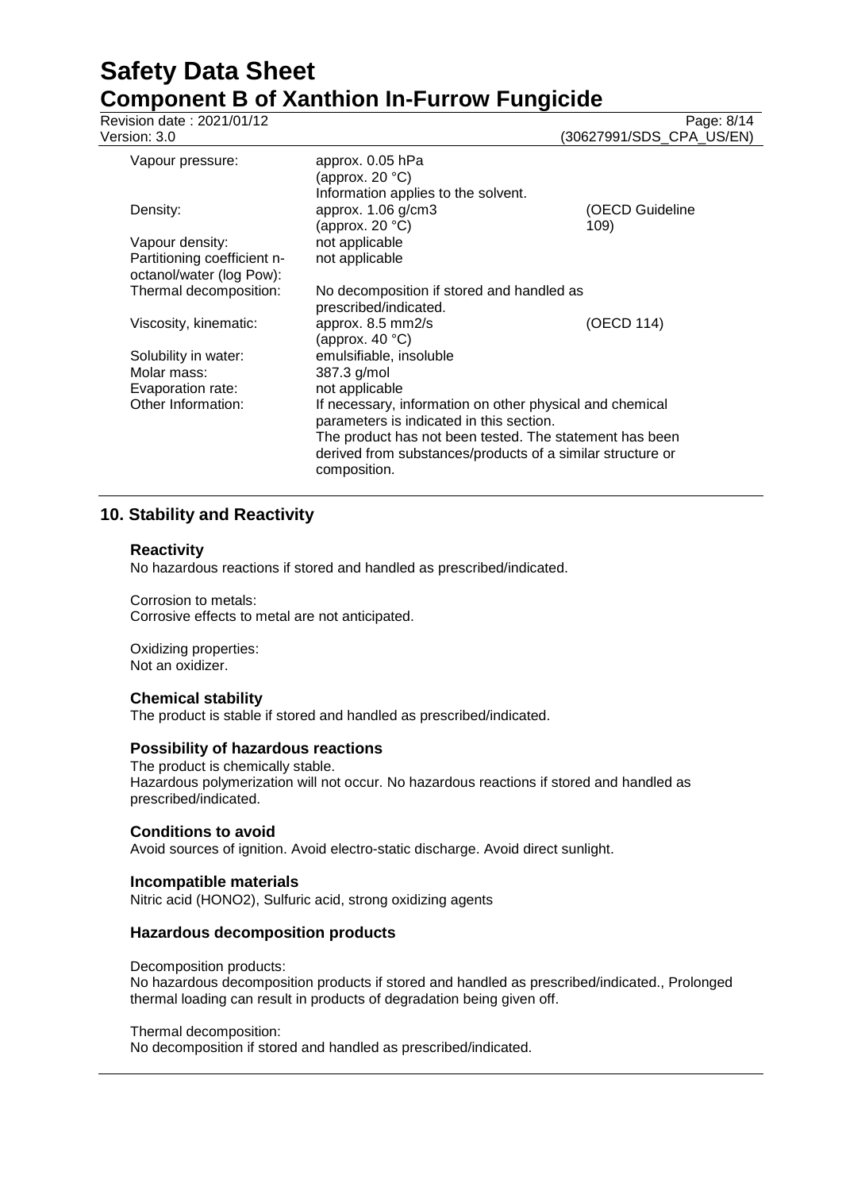| | | |
|---|---|---|
| Vapour pressure: | approx. 0.05 hPa (approx. 20 °C) Information applies to the solvent. | |
| Density: | approx. 1.06 g/cm3 (approx. 20 °C) | (OECD Guideline 109) |
| Vapour density: | not applicable | |
| Partitioning coefficient n-octanol/water (log Pow): | not applicable | |
| Thermal decomposition: | No decomposition if stored and handled as prescribed/indicated. | |
| Viscosity, kinematic: | approx. 8.5 mm2/s (approx. 40 °C) | (OECD 114) |
| Solubility in water: | emulsifiable, insoluble | |
| Molar mass: | 387.3 g/mol | |
| Evaporation rate: | not applicable | |
| Other Information: | If necessary, information on other physical and chemical parameters is indicated in this section. The product has not been tested. The statement has been derived from substances/products of a similar structure or composition. | |

## 10. Stability and Reactivity

### Reactivity

No hazardous reactions if stored and handled as prescribed/indicated.

Corrosion to metals:
Corrosive effects to metal are not anticipated.

Oxidizing properties:
Not an oxidizer.

### Chemical stability

The product is stable if stored and handled as prescribed/indicated.

### Possibility of hazardous reactions

The product is chemically stable.
Hazardous polymerization will not occur. No hazardous reactions if stored and handled as prescribed/indicated.

### Conditions to avoid

Avoid sources of ignition. Avoid electro-static discharge. Avoid direct sunlight.

### Incompatible materials

Nitric acid ($HONO_2$), Sulfuric acid, strong oxidizing agents

### Hazardous decomposition products

Decomposition products:
No hazardous decomposition products if stored and handled as prescribed/indicated., Prolonged thermal loading can result in products of degradation being given off.

Thermal decomposition:
No decomposition if stored and handled as prescribed/indicated.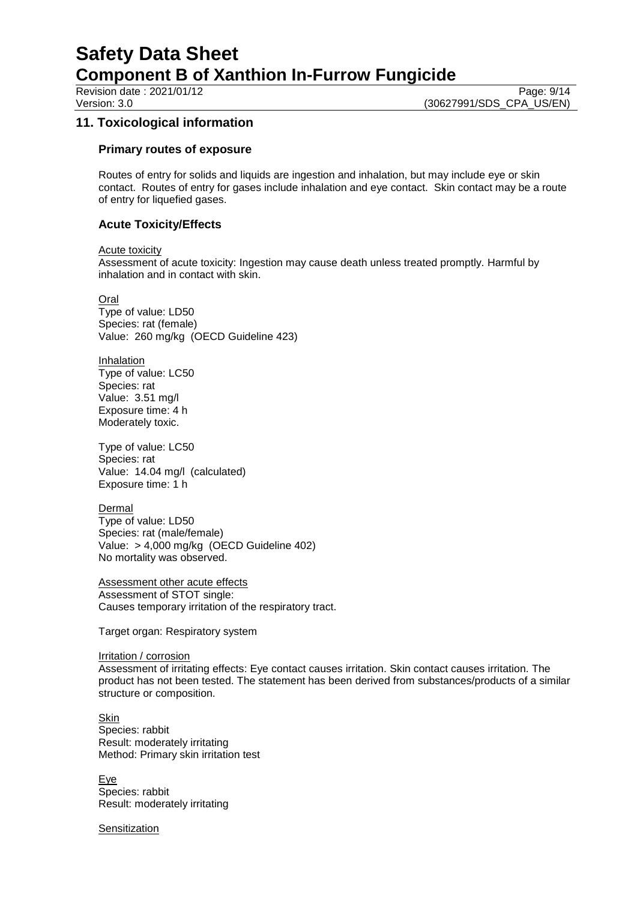## 11. Toxicological information

### Primary routes of exposure

Routes of entry for solids and liquids are ingestion and inhalation, but may include eye or skin contact. Routes of entry for gases include inhalation and eye contact. Skin contact may be a route of entry for liquefied gases.

### Acute Toxicity/Effects

Acute toxicity
Assessment of acute toxicity: Ingestion may cause death unless treated promptly. Harmful by inhalation and in contact with skin.

Oral
Type of value: LD50
Species: rat (female)
Value: 260 mg/kg (OECD Guideline 423)

Inhalation
Type of value: LC50
Species: rat
Value: 3.51 mg/l
Exposure time: 4 h
Moderately toxic.

Type of value: LC50
Species: rat
Value: 14.04 mg/l (calculated)
Exposure time: 1 h

Dermal
Type of value: LD50
Species: rat (male/female)
Value: > 4,000 mg/kg (OECD Guideline 402)
No mortality was observed.

Assessment other acute effects
Assessment of STOT single:
Causes temporary irritation of the respiratory tract.

Target organ: Respiratory system

Irritation / corrosion
Assessment of irritating effects: Eye contact causes irritation. Skin contact causes irritation. The product has not been tested. The statement has been derived from substances/products of a similar structure or composition.

Skin
Species: rabbit
Result: moderately irritating
Method: Primary skin irritation test

Eye
Species: rabbit
Result: moderately irritating

Sensitization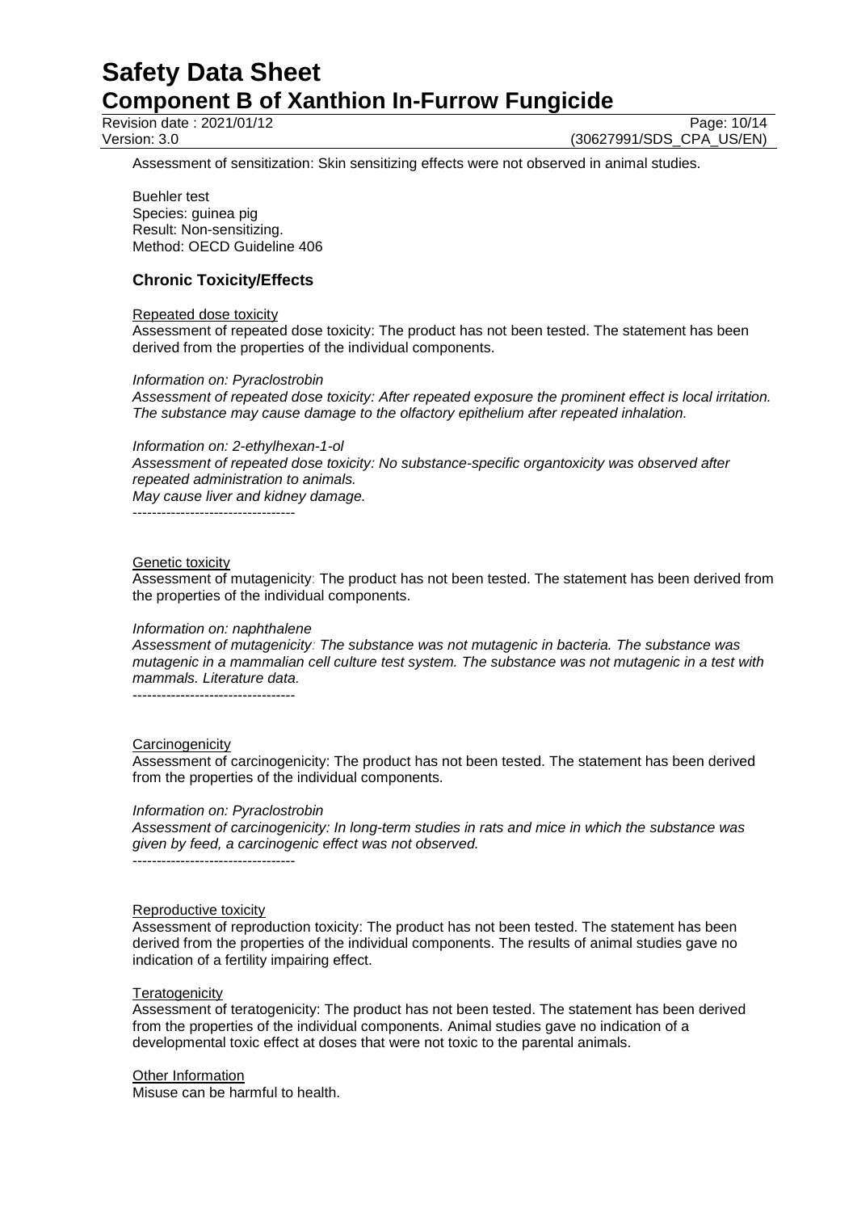Assessment of sensitization: Skin sensitizing effects were not observed in animal studies.

Buehler test
Species: guinea pig
Result: Non-sensitizing.
Method: OECD Guideline 406

## Chronic Toxicity/Effects

Repeated dose toxicity
Assessment of repeated dose toxicity: The product has not been tested. The statement has been derived from the properties of the individual components.

*Information on: Pyraclostrobin*
*Assessment of repeated dose toxicity: After repeated exposure the prominent effect is local irritation. The substance may cause damage to the olfactory epithelium after repeated inhalation.*

*Information on: 2-ethylhexan-1-ol*
*Assessment of repeated dose toxicity: No substance-specific organtoxicity was observed after repeated administration to animals.*
*May cause liver and kidney damage.*
----------------------------------

Genetic toxicity
Assessment of mutagenicity: The product has not been tested. The statement has been derived from the properties of the individual components.

*Information on: naphthalene*
*Assessment of mutagenicity: The substance was not mutagenic in bacteria. The substance was mutagenic in a mammalian cell culture test system. The substance was not mutagenic in a test with mammals. Literature data.*
----------------------------------

Carcinogenicity
Assessment of carcinogenicity: The product has not been tested. The statement has been derived from the properties of the individual components.

*Information on: Pyraclostrobin*
*Assessment of carcinogenicity: In long-term studies in rats and mice in which the substance was given by feed, a carcinogenic effect was not observed.*
----------------------------------

Reproductive toxicity
Assessment of reproduction toxicity: The product has not been tested. The statement has been derived from the properties of the individual components. The results of animal studies gave no indication of a fertility impairing effect.

Teratogenicity
Assessment of teratogenicity: The product has not been tested. The statement has been derived from the properties of the individual components. Animal studies gave no indication of a developmental toxic effect at doses that were not toxic to the parental animals.

Other Information
Misuse can be harmful to health.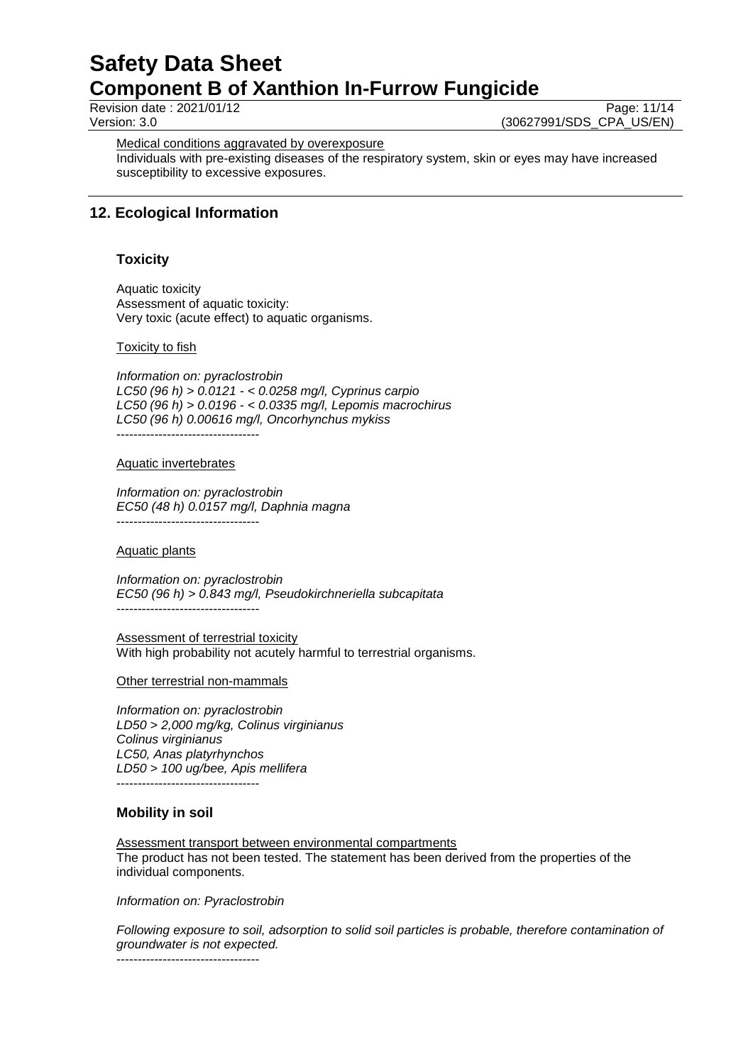Medical conditions aggravated by overexposure

Individuals with pre-existing diseases of the respiratory system, skin or eyes may have increased susceptibility to excessive exposures.

## 12. Ecological Information

### Toxicity

Aquatic toxicity
Assessment of aquatic toxicity:
Very toxic (acute effect) to aquatic organisms.

Toxicity to fish

*Information on: pyraclostrobin*
*LC50 (96 h) > 0.0121 - < 0.0258 mg/l, Cyprinus carpio*
*LC50 (96 h) > 0.0196 - < 0.0335 mg/l, Lepomis macrochirus*
*LC50 (96 h) 0.00616 mg/l, Oncorhynchus mykiss*
----------------------------------

Aquatic invertebrates

*Information on: pyraclostrobin*
*EC50 (48 h) 0.0157 mg/l, Daphnia magna*
----------------------------------

Aquatic plants

*Information on: pyraclostrobin*
*EC50 (96 h) > 0.843 mg/l, Pseudokirchneriella subcapitata*
----------------------------------

Assessment of terrestrial toxicity
With high probability not acutely harmful to terrestrial organisms.

Other terrestrial non-mammals

*Information on: pyraclostrobin*
*LD50 > 2,000 mg/kg, Colinus virginianus*
*Colinus virginianus*
*LC50, Anas platyrhynchos*
*LD50 > 100 ug/bee, Apis mellifera*
----------------------------------

### Mobility in soil

Assessment transport between environmental compartments
The product has not been tested. The statement has been derived from the properties of the individual components.

*Information on: Pyraclostrobin*

*Following exposure to soil, adsorption to solid soil particles is probable, therefore contamination of groundwater is not expected.*
----------------------------------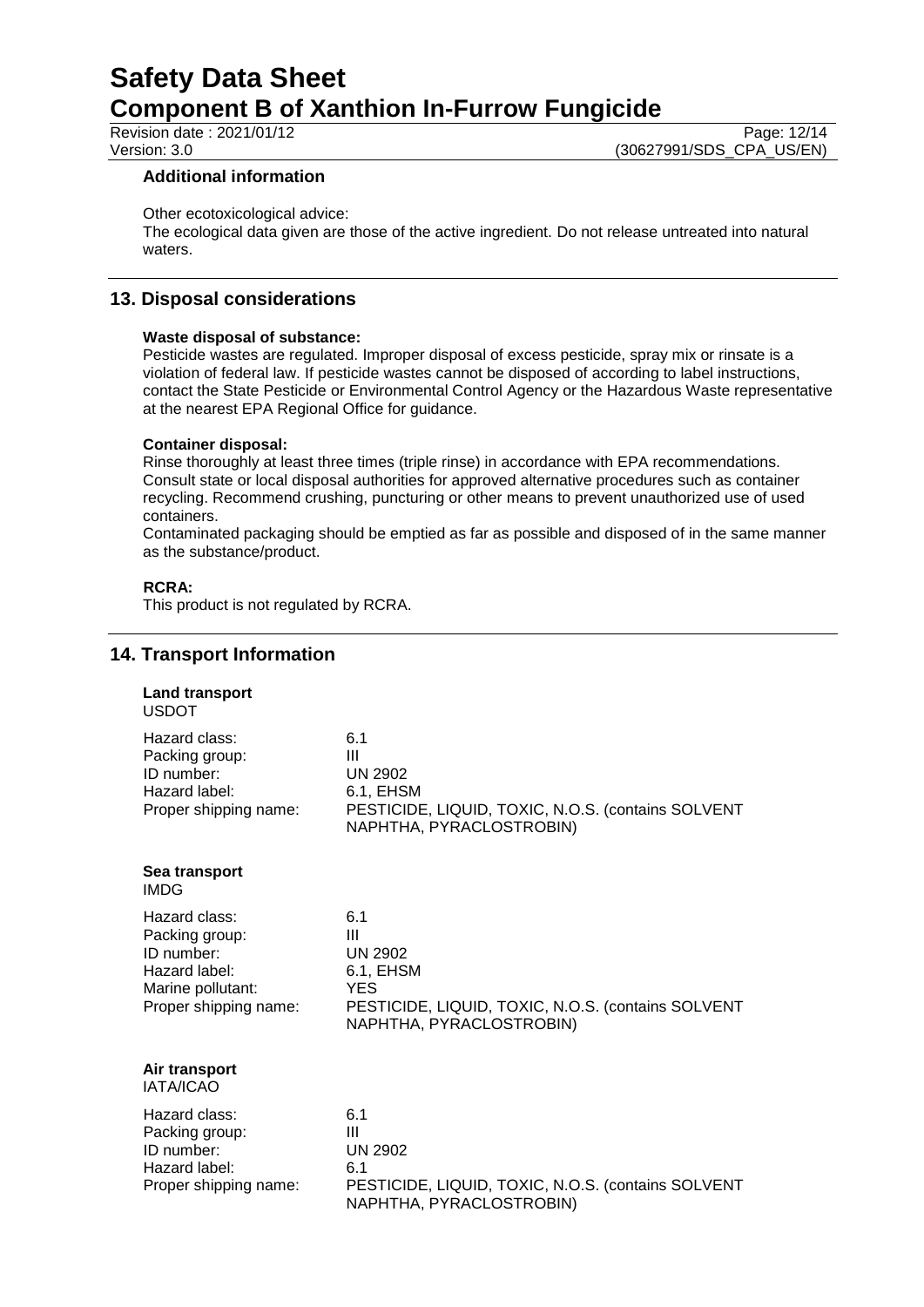**Additional information**

Other ecotoxicological advice:
The ecological data given are those of the active ingredient. Do not release untreated into natural waters.

## 13. Disposal considerations

**Waste disposal of substance:**
Pesticide wastes are regulated. Improper disposal of excess pesticide, spray mix or rinsate is a violation of federal law. If pesticide wastes cannot be disposed of according to label instructions, contact the State Pesticide or Environmental Control Agency or the Hazardous Waste representative at the nearest EPA Regional Office for guidance.

**Container disposal:**
Rinse thoroughly at least three times (triple rinse) in accordance with EPA recommendations. Consult state or local disposal authorities for approved alternative procedures such as container recycling. Recommend crushing, puncturing or other means to prevent unauthorized use of used containers.
Contaminated packaging should be emptied as far as possible and disposed of in the same manner as the substance/product.

**RCRA:**
This product is not regulated by RCRA.

## 14. Transport Information

**Land transport**
USDOT

| | |
|---|---|
| Hazard class: | 6.1 |
| Packing group: | III |
| ID number: | UN 2902 |
| Hazard label: | 6.1, EHSM |
| Proper shipping name: | PESTICIDE, LIQUID, TOXIC, N.O.S. (contains SOLVENT NAPHTHA, PYRACLOSTROBIN) |

**Sea transport**
IMDG

| | |
|---|---|
| Hazard class: | 6.1 |
| Packing group: | III |
| ID number: | UN 2902 |
| Hazard label: | 6.1, EHSM |
| Marine pollutant: | YES |
| Proper shipping name: | PESTICIDE, LIQUID, TOXIC, N.O.S. (contains SOLVENT NAPHTHA, PYRACLOSTROBIN) |

**Air transport**
IATA/ICAO

| | |
|---|---|
| Hazard class: | 6.1 |
| Packing group: | III |
| ID number: | UN 2902 |
| Hazard label: | 6.1 |
| Proper shipping name: | PESTICIDE, LIQUID, TOXIC, N.O.S. (contains SOLVENT NAPHTHA, PYRACLOSTROBIN) |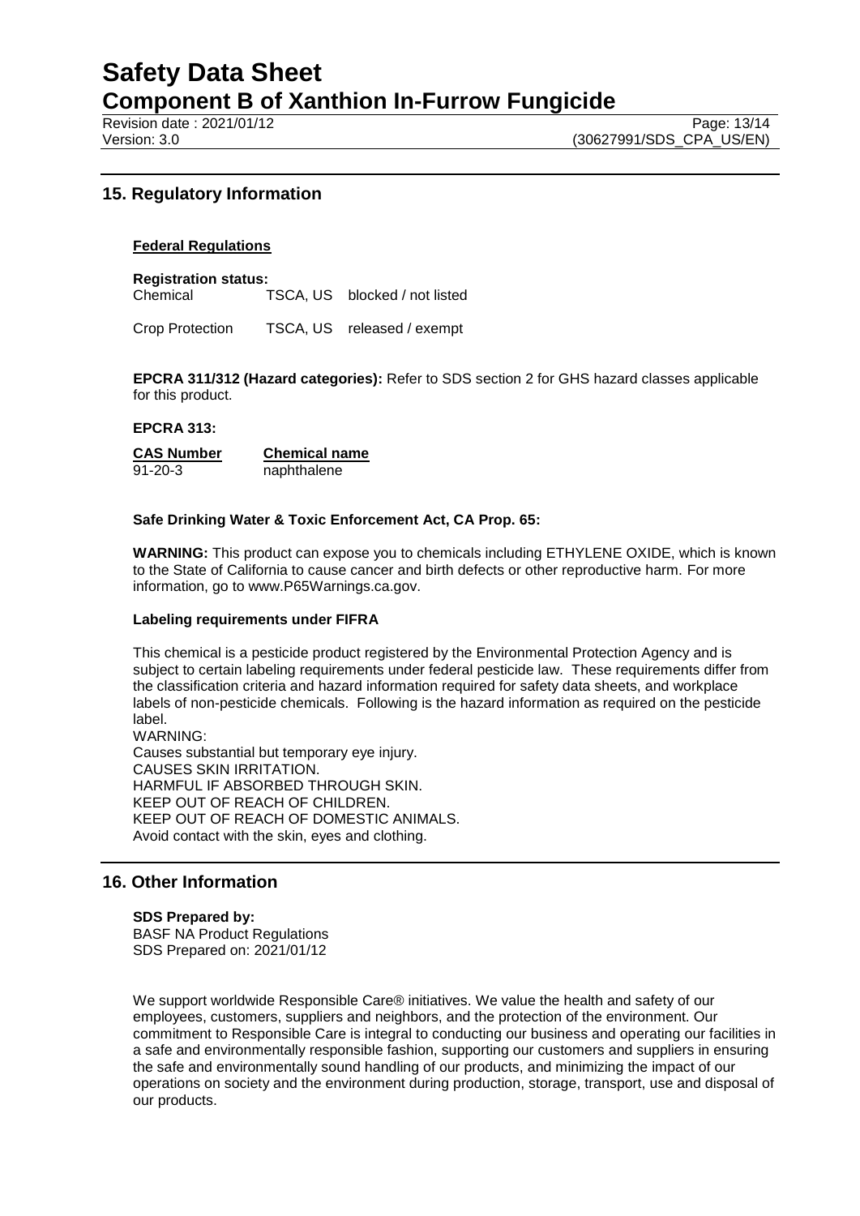## 15. Regulatory Information

**Federal Regulations**

**Registration status:**

| | | |
|---|---|---|
| Chemical | TSCA, US | blocked / not listed |
| Crop Protection | TSCA, US | released / exempt |

**EPCRA 311/312 (Hazard categories):** Refer to SDS section 2 for GHS hazard classes applicable for this product.

**EPCRA 313:**

| CAS Number | Chemical name |
|---|---|
| 91-20-3 | naphthalene |

**Safe Drinking Water & Toxic Enforcement Act, CA Prop. 65:**

**WARNING:** This product can expose you to chemicals including ETHYLENE OXIDE, which is known to the State of California to cause cancer and birth defects or other reproductive harm. For more information, go to www.P65Warnings.ca.gov.

**Labeling requirements under FIFRA**

This chemical is a pesticide product registered by the Environmental Protection Agency and is subject to certain labeling requirements under federal pesticide law. These requirements differ from the classification criteria and hazard information required for safety data sheets, and workplace labels of non-pesticide chemicals. Following is the hazard information as required on the pesticide label.
WARNING:
Causes substantial but temporary eye injury.
CAUSES SKIN IRRITATION.
HARMFUL IF ABSORBED THROUGH SKIN.
KEEP OUT OF REACH OF CHILDREN.
KEEP OUT OF REACH OF DOMESTIC ANIMALS.
Avoid contact with the skin, eyes and clothing.

## 16. Other Information

**SDS Prepared by:**
BASF NA Product Regulations
SDS Prepared on: 2021/01/12

We support worldwide Responsible Care® initiatives. We value the health and safety of our employees, customers, suppliers and neighbors, and the protection of the environment. Our commitment to Responsible Care is integral to conducting our business and operating our facilities in a safe and environmentally responsible fashion, supporting our customers and suppliers in ensuring the safe and environmentally sound handling of our products, and minimizing the impact of our operations on society and the environment during production, storage, transport, use and disposal of our products.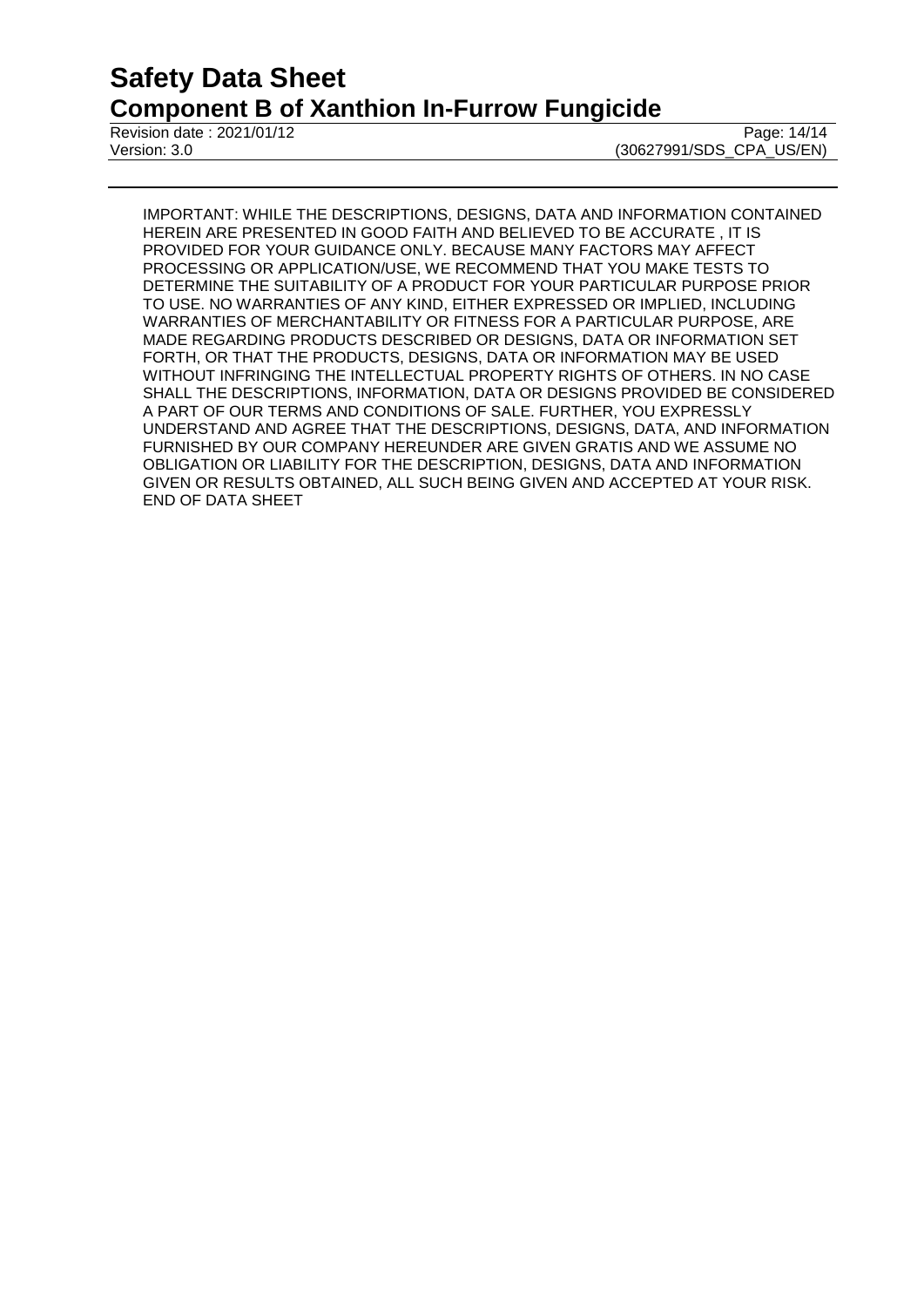IMPORTANT: WHILE THE DESCRIPTIONS, DESIGNS, DATA AND INFORMATION CONTAINED HEREIN ARE PRESENTED IN GOOD FAITH AND BELIEVED TO BE ACCURATE , IT IS PROVIDED FOR YOUR GUIDANCE ONLY. BECAUSE MANY FACTORS MAY AFFECT PROCESSING OR APPLICATION/USE, WE RECOMMEND THAT YOU MAKE TESTS TO DETERMINE THE SUITABILITY OF A PRODUCT FOR YOUR PARTICULAR PURPOSE PRIOR TO USE. NO WARRANTIES OF ANY KIND, EITHER EXPRESSED OR IMPLIED, INCLUDING WARRANTIES OF MERCHANTABILITY OR FITNESS FOR A PARTICULAR PURPOSE, ARE MADE REGARDING PRODUCTS DESCRIBED OR DESIGNS, DATA OR INFORMATION SET FORTH, OR THAT THE PRODUCTS, DESIGNS, DATA OR INFORMATION MAY BE USED WITHOUT INFRINGING THE INTELLECTUAL PROPERTY RIGHTS OF OTHERS. IN NO CASE SHALL THE DESCRIPTIONS, INFORMATION, DATA OR DESIGNS PROVIDED BE CONSIDERED A PART OF OUR TERMS AND CONDITIONS OF SALE. FURTHER, YOU EXPRESSLY UNDERSTAND AND AGREE THAT THE DESCRIPTIONS, DESIGNS, DATA, AND INFORMATION FURNISHED BY OUR COMPANY HEREUNDER ARE GIVEN GRATIS AND WE ASSUME NO OBLIGATION OR LIABILITY FOR THE DESCRIPTION, DESIGNS, DATA AND INFORMATION GIVEN OR RESULTS OBTAINED, ALL SUCH BEING GIVEN AND ACCEPTED AT YOUR RISK.
END OF DATA SHEET